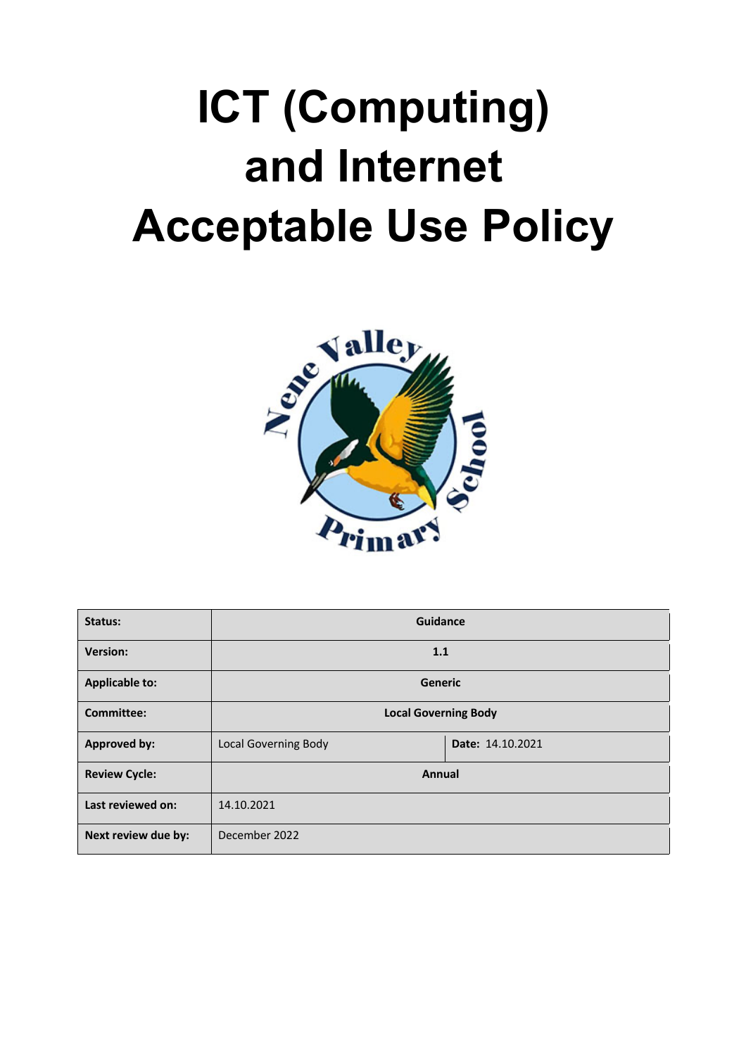# ICT (Computing) and Internet Acceptable Use Policy

| Status: | Guidance | |
|---|---|---|
| Version: | 1.1 | |
| Applicable to: | Generic | |
| Committee: | Local Governing Body | |
| Approved by: | Local Governing Body | Date: 14.10.2021 |
| Review Cycle: | Annual | |
| Last reviewed on: | 14.10.2021 | |
| Next review due by: | December 2022 | |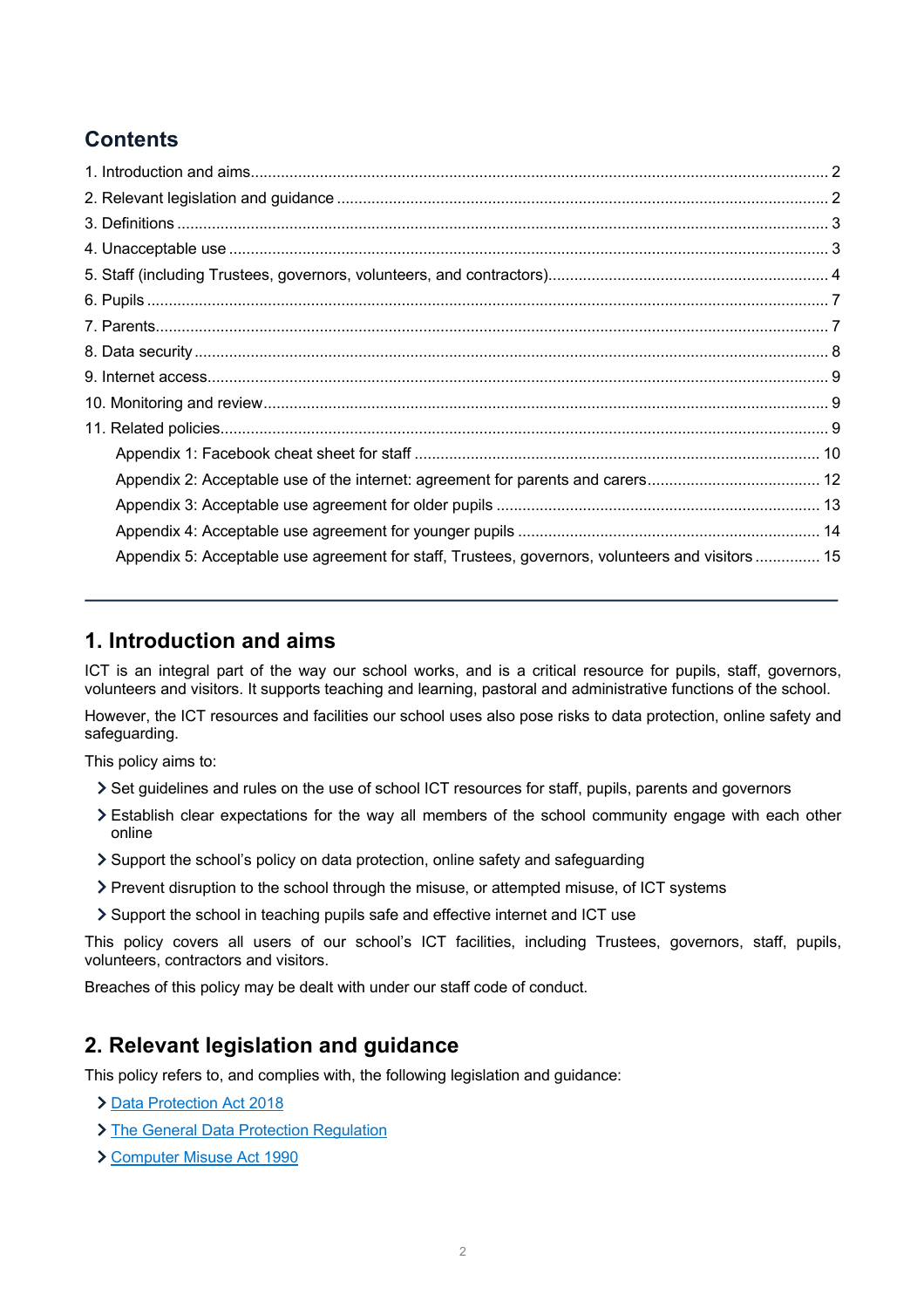## Contents

1. Introduction and aims ..... 2
2. Relevant legislation and guidance ..... 2
3. Definitions ..... 3
4. Unacceptable use ..... 3
5. Staff (including Trustees, governors, volunteers, and contractors) ..... 4
6. Pupils ..... 7
7. Parents ..... 7
8. Data security ..... 8
9. Internet access ..... 9
10. Monitoring and review ..... 9
11. Related policies ..... 9
    - Appendix 1: Facebook cheat sheet for staff ..... 10
    - Appendix 2: Acceptable use of the internet: agreement for parents and carers ..... 12
    - Appendix 3: Acceptable use agreement for older pupils ..... 13
    - Appendix 4: Acceptable use agreement for younger pupils ..... 14
    - Appendix 5: Acceptable use agreement for staff, Trustees, governors, volunteers and visitors ..... 15

---

## 1. Introduction and aims

ICT is an integral part of the way our school works, and is a critical resource for pupils, staff, governors, volunteers and visitors. It supports teaching and learning, pastoral and administrative functions of the school.

However, the ICT resources and facilities our school uses also pose risks to data protection, online safety and safeguarding.

This policy aims to:

- Set guidelines and rules on the use of school ICT resources for staff, pupils, parents and governors
- Establish clear expectations for the way all members of the school community engage with each other online
- Support the school's policy on data protection, online safety and safeguarding
- Prevent disruption to the school through the misuse, or attempted misuse, of ICT systems
- Support the school in teaching pupils safe and effective internet and ICT use

This policy covers all users of our school's ICT facilities, including Trustees, governors, staff, pupils, volunteers, contractors and visitors.

Breaches of this policy may be dealt with under our staff code of conduct.

## 2. Relevant legislation and guidance

This policy refers to, and complies with, the following legislation and guidance:

- Data Protection Act 2018
- The General Data Protection Regulation
- Computer Misuse Act 1990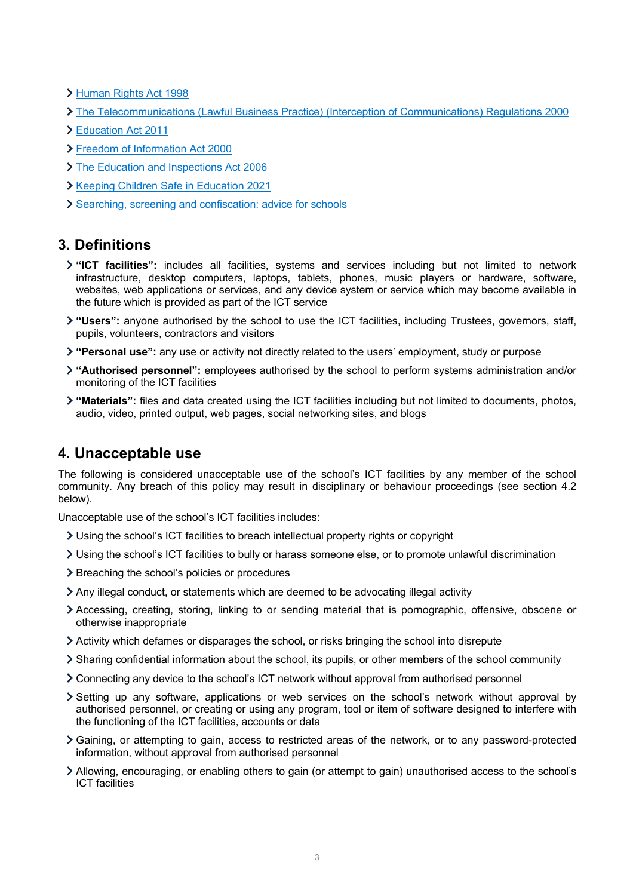- [Human Rights Act 1998](#)
- [The Telecommunications (Lawful Business Practice) (Interception of Communications) Regulations 2000](#)
- [Education Act 2011](#)
- [Freedom of Information Act 2000](#)
- [The Education and Inspections Act 2006](#)
- [Keeping Children Safe in Education 2021](#)
- [Searching, screening and confiscation: advice for schools](#)

## 3. Definitions

- **"ICT facilities":** includes all facilities, systems and services including but not limited to network infrastructure, desktop computers, laptops, tablets, phones, music players or hardware, software, websites, web applications or services, and any device system or service which may become available in the future which is provided as part of the ICT service
- **"Users":** anyone authorised by the school to use the ICT facilities, including Trustees, governors, staff, pupils, volunteers, contractors and visitors
- **"Personal use":** any use or activity not directly related to the users' employment, study or purpose
- **"Authorised personnel":** employees authorised by the school to perform systems administration and/or monitoring of the ICT facilities
- **"Materials":** files and data created using the ICT facilities including but not limited to documents, photos, audio, video, printed output, web pages, social networking sites, and blogs

## 4. Unacceptable use

The following is considered unacceptable use of the school's ICT facilities by any member of the school community. Any breach of this policy may result in disciplinary or behaviour proceedings (see section 4.2 below).

Unacceptable use of the school's ICT facilities includes:

- Using the school's ICT facilities to breach intellectual property rights or copyright
- Using the school's ICT facilities to bully or harass someone else, or to promote unlawful discrimination
- Breaching the school's policies or procedures
- Any illegal conduct, or statements which are deemed to be advocating illegal activity
- Accessing, creating, storing, linking to or sending material that is pornographic, offensive, obscene or otherwise inappropriate
- Activity which defames or disparages the school, or risks bringing the school into disrepute
- Sharing confidential information about the school, its pupils, or other members of the school community
- Connecting any device to the school's ICT network without approval from authorised personnel
- Setting up any software, applications or web services on the school's network without approval by authorised personnel, or creating or using any program, tool or item of software designed to interfere with the functioning of the ICT facilities, accounts or data
- Gaining, or attempting to gain, access to restricted areas of the network, or to any password-protected information, without approval from authorised personnel
- Allowing, encouraging, or enabling others to gain (or attempt to gain) unauthorised access to the school's ICT facilities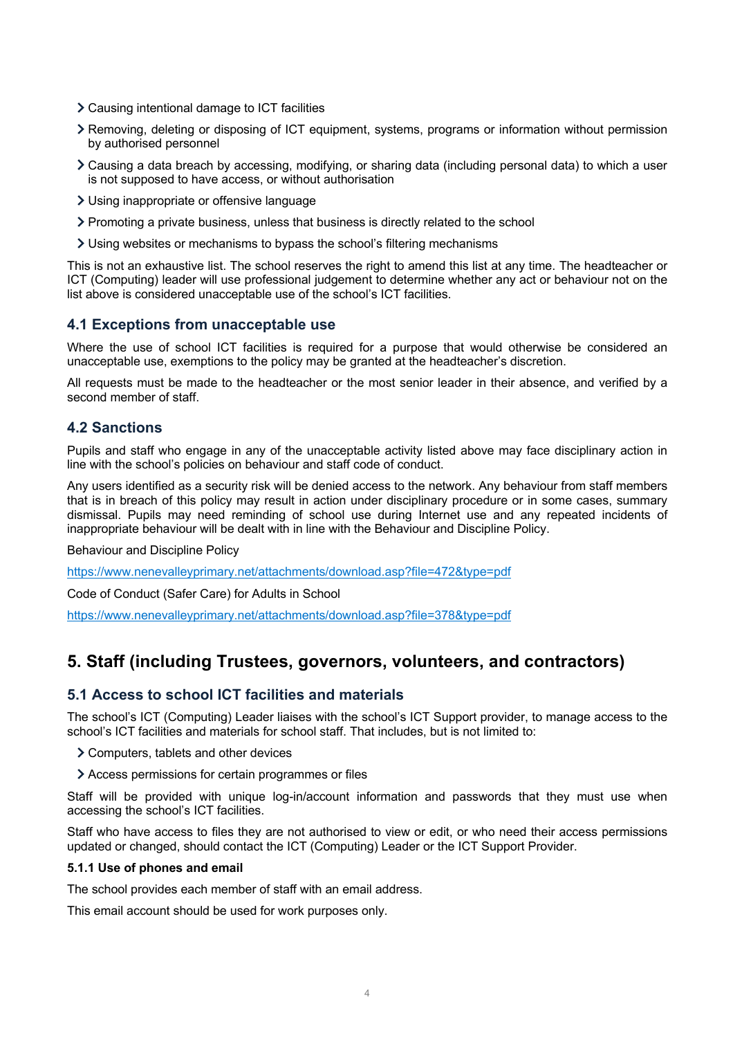- Causing intentional damage to ICT facilities
- Removing, deleting or disposing of ICT equipment, systems, programs or information without permission by authorised personnel
- Causing a data breach by accessing, modifying, or sharing data (including personal data) to which a user is not supposed to have access, or without authorisation
- Using inappropriate or offensive language
- Promoting a private business, unless that business is directly related to the school
- Using websites or mechanisms to bypass the school's filtering mechanisms

This is not an exhaustive list. The school reserves the right to amend this list at any time. The headteacher or ICT (Computing) leader will use professional judgement to determine whether any act or behaviour not on the list above is considered unacceptable use of the school's ICT facilities.

### 4.1 Exceptions from unacceptable use

Where the use of school ICT facilities is required for a purpose that would otherwise be considered an unacceptable use, exemptions to the policy may be granted at the headteacher's discretion.

All requests must be made to the headteacher or the most senior leader in their absence, and verified by a second member of staff.

### 4.2 Sanctions

Pupils and staff who engage in any of the unacceptable activity listed above may face disciplinary action in line with the school's policies on behaviour and staff code of conduct.

Any users identified as a security risk will be denied access to the network. Any behaviour from staff members that is in breach of this policy may result in action under disciplinary procedure or in some cases, summary dismissal. Pupils may need reminding of school use during Internet use and any repeated incidents of inappropriate behaviour will be dealt with in line with the Behaviour and Discipline Policy.

Behaviour and Discipline Policy

https://www.nenevalleyprimary.net/attachments/download.asp?file=472&type=pdf

Code of Conduct (Safer Care) for Adults in School

https://www.nenevalleyprimary.net/attachments/download.asp?file=378&type=pdf

## 5. Staff (including Trustees, governors, volunteers, and contractors)

### 5.1 Access to school ICT facilities and materials

The school's ICT (Computing) Leader liaises with the school's ICT Support provider, to manage access to the school's ICT facilities and materials for school staff. That includes, but is not limited to:

- Computers, tablets and other devices
- Access permissions for certain programmes or files

Staff will be provided with unique log-in/account information and passwords that they must use when accessing the school's ICT facilities.

Staff who have access to files they are not authorised to view or edit, or who need their access permissions updated or changed, should contact the ICT (Computing) Leader or the ICT Support Provider.

#### 5.1.1 Use of phones and email

The school provides each member of staff with an email address.

This email account should be used for work purposes only.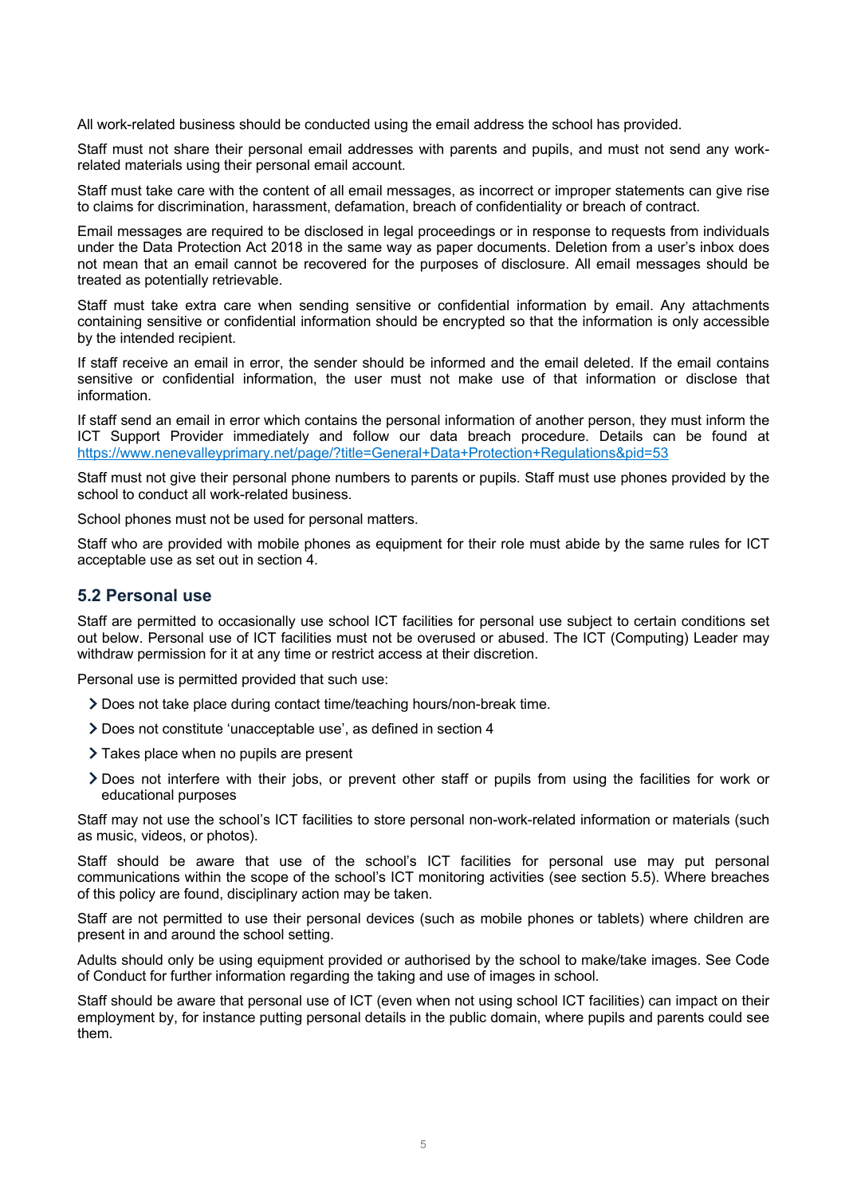All work-related business should be conducted using the email address the school has provided.

Staff must not share their personal email addresses with parents and pupils, and must not send any work-related materials using their personal email account.

Staff must take care with the content of all email messages, as incorrect or improper statements can give rise to claims for discrimination, harassment, defamation, breach of confidentiality or breach of contract.

Email messages are required to be disclosed in legal proceedings or in response to requests from individuals under the Data Protection Act 2018 in the same way as paper documents. Deletion from a user's inbox does not mean that an email cannot be recovered for the purposes of disclosure. All email messages should be treated as potentially retrievable.

Staff must take extra care when sending sensitive or confidential information by email. Any attachments containing sensitive or confidential information should be encrypted so that the information is only accessible by the intended recipient.

If staff receive an email in error, the sender should be informed and the email deleted. If the email contains sensitive or confidential information, the user must not make use of that information or disclose that information.

If staff send an email in error which contains the personal information of another person, they must inform the ICT Support Provider immediately and follow our data breach procedure. Details can be found at [https://www.nenevalleyprimary.net/page/?title=General+Data+Protection+Regulations&pid=53](https://www.nenevalleyprimary.net/page/?title=General+Data+Protection+Regulations&pid=53)

Staff must not give their personal phone numbers to parents or pupils. Staff must use phones provided by the school to conduct all work-related business.

School phones must not be used for personal matters.

Staff who are provided with mobile phones as equipment for their role must abide by the same rules for ICT acceptable use as set out in section 4.

## 5.2 Personal use

Staff are permitted to occasionally use school ICT facilities for personal use subject to certain conditions set out below. Personal use of ICT facilities must not be overused or abused. The ICT (Computing) Leader may withdraw permission for it at any time or restrict access at their discretion.

Personal use is permitted provided that such use:

- Does not take place during contact time/teaching hours/non-break time.
- Does not constitute 'unacceptable use', as defined in section 4
- Takes place when no pupils are present
- Does not interfere with their jobs, or prevent other staff or pupils from using the facilities for work or educational purposes

Staff may not use the school's ICT facilities to store personal non-work-related information or materials (such as music, videos, or photos).

Staff should be aware that use of the school's ICT facilities for personal use may put personal communications within the scope of the school's ICT monitoring activities (see section 5.5). Where breaches of this policy are found, disciplinary action may be taken.

Staff are not permitted to use their personal devices (such as mobile phones or tablets) where children are present in and around the school setting.

Adults should only be using equipment provided or authorised by the school to make/take images. See Code of Conduct for further information regarding the taking and use of images in school.

Staff should be aware that personal use of ICT (even when not using school ICT facilities) can impact on their employment by, for instance putting personal details in the public domain, where pupils and parents could see them.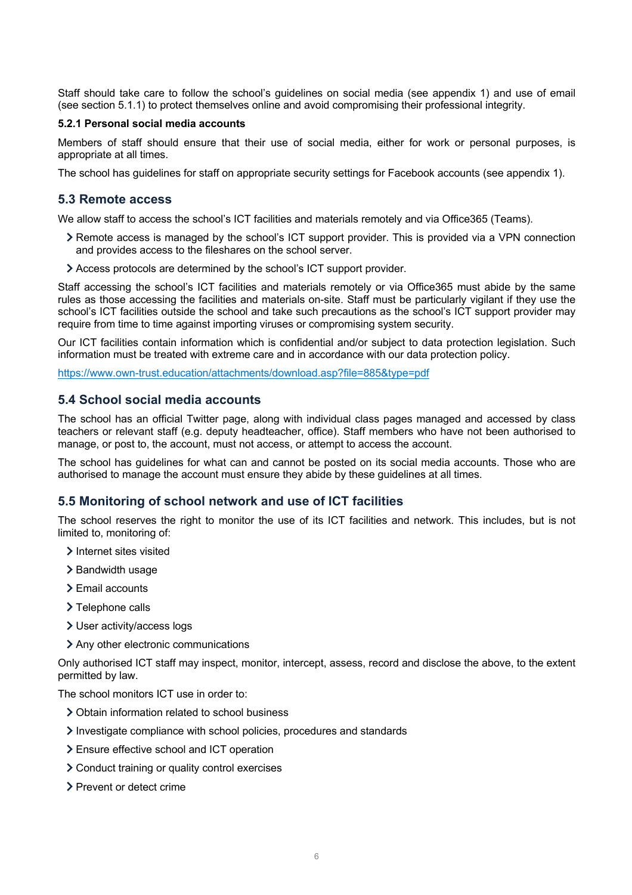Staff should take care to follow the school's guidelines on social media (see appendix 1) and use of email (see section 5.1.1) to protect themselves online and avoid compromising their professional integrity.

#### 5.2.1 Personal social media accounts

Members of staff should ensure that their use of social media, either for work or personal purposes, is appropriate at all times.

The school has guidelines for staff on appropriate security settings for Facebook accounts (see appendix 1).

### 5.3 Remote access

We allow staff to access the school's ICT facilities and materials remotely and via Office365 (Teams).

- Remote access is managed by the school's ICT support provider. This is provided via a VPN connection and provides access to the fileshares on the school server.
- Access protocols are determined by the school's ICT support provider.

Staff accessing the school's ICT facilities and materials remotely or via Office365 must abide by the same rules as those accessing the facilities and materials on-site. Staff must be particularly vigilant if they use the school's ICT facilities outside the school and take such precautions as the school's ICT support provider may require from time to time against importing viruses or compromising system security.

Our ICT facilities contain information which is confidential and/or subject to data protection legislation. Such information must be treated with extreme care and in accordance with our data protection policy.

https://www.own-trust.education/attachments/download.asp?file=885&type=pdf

### 5.4 School social media accounts

The school has an official Twitter page, along with individual class pages managed and accessed by class teachers or relevant staff (e.g. deputy headteacher, office). Staff members who have not been authorised to manage, or post to, the account, must not access, or attempt to access the account.

The school has guidelines for what can and cannot be posted on its social media accounts. Those who are authorised to manage the account must ensure they abide by these guidelines at all times.

### 5.5 Monitoring of school network and use of ICT facilities

The school reserves the right to monitor the use of its ICT facilities and network. This includes, but is not limited to, monitoring of:

- Internet sites visited
- Bandwidth usage
- Email accounts
- Telephone calls
- User activity/access logs
- Any other electronic communications

Only authorised ICT staff may inspect, monitor, intercept, assess, record and disclose the above, to the extent permitted by law.

The school monitors ICT use in order to:

- Obtain information related to school business
- Investigate compliance with school policies, procedures and standards
- Ensure effective school and ICT operation
- Conduct training or quality control exercises
- Prevent or detect crime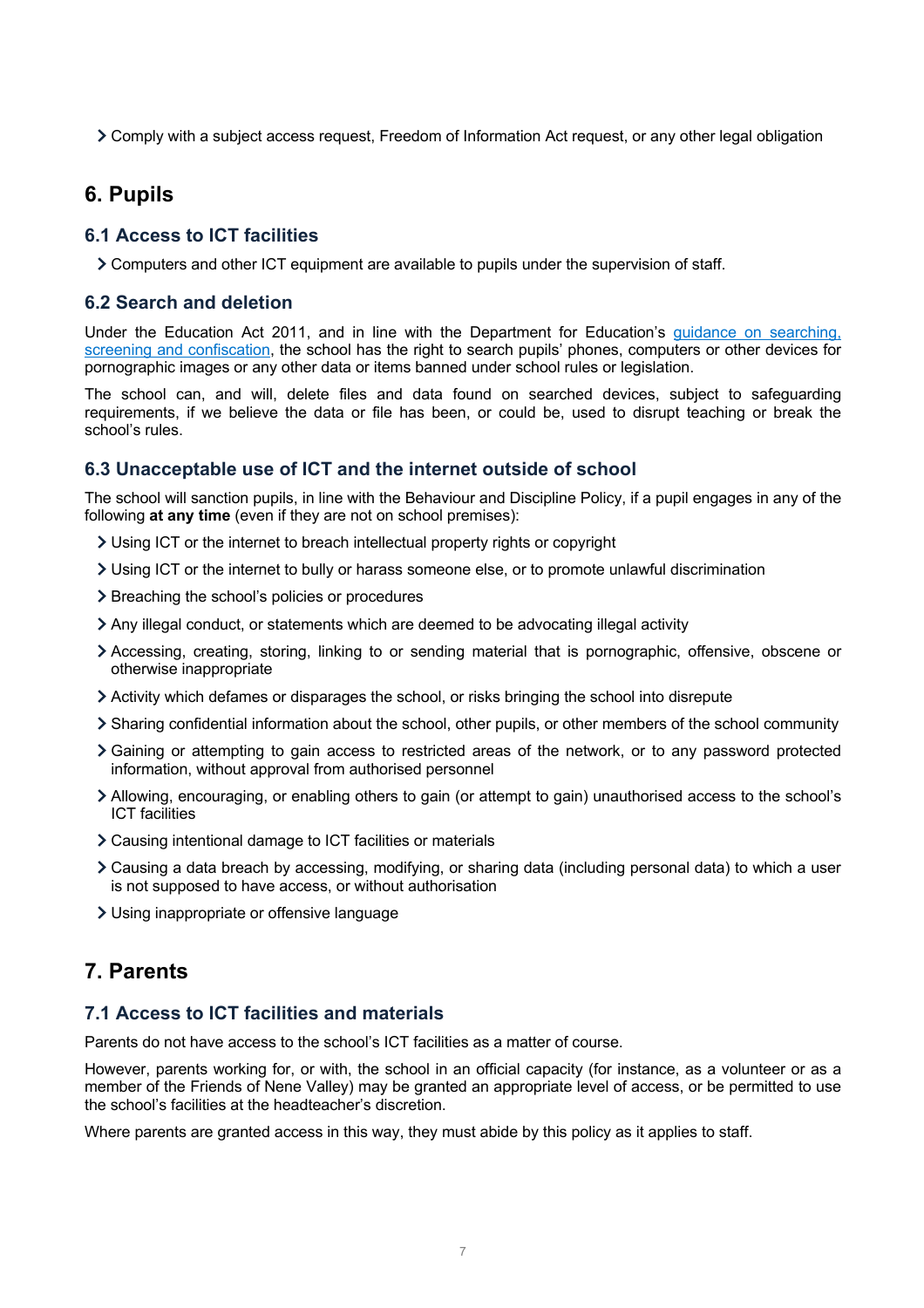- Comply with a subject access request, Freedom of Information Act request, or any other legal obligation

## 6. Pupils

### 6.1 Access to ICT facilities

- Computers and other ICT equipment are available to pupils under the supervision of staff.

### 6.2 Search and deletion

Under the Education Act 2011, and in line with the Department for Education's [guidance on searching, screening and confiscation](), the school has the right to search pupils' phones, computers or other devices for pornographic images or any other data or items banned under school rules or legislation.

The school can, and will, delete files and data found on searched devices, subject to safeguarding requirements, if we believe the data or file has been, or could be, used to disrupt teaching or break the school's rules.

### 6.3 Unacceptable use of ICT and the internet outside of school

The school will sanction pupils, in line with the Behaviour and Discipline Policy, if a pupil engages in any of the following **at any time** (even if they are not on school premises):

- Using ICT or the internet to breach intellectual property rights or copyright
- Using ICT or the internet to bully or harass someone else, or to promote unlawful discrimination
- Breaching the school's policies or procedures
- Any illegal conduct, or statements which are deemed to be advocating illegal activity
- Accessing, creating, storing, linking to or sending material that is pornographic, offensive, obscene or otherwise inappropriate
- Activity which defames or disparages the school, or risks bringing the school into disrepute
- Sharing confidential information about the school, other pupils, or other members of the school community
- Gaining or attempting to gain access to restricted areas of the network, or to any password protected information, without approval from authorised personnel
- Allowing, encouraging, or enabling others to gain (or attempt to gain) unauthorised access to the school's ICT facilities
- Causing intentional damage to ICT facilities or materials
- Causing a data breach by accessing, modifying, or sharing data (including personal data) to which a user is not supposed to have access, or without authorisation
- Using inappropriate or offensive language

## 7. Parents

### 7.1 Access to ICT facilities and materials

Parents do not have access to the school's ICT facilities as a matter of course.

However, parents working for, or with, the school in an official capacity (for instance, as a volunteer or as a member of the Friends of Nene Valley) may be granted an appropriate level of access, or be permitted to use the school's facilities at the headteacher's discretion.

Where parents are granted access in this way, they must abide by this policy as it applies to staff.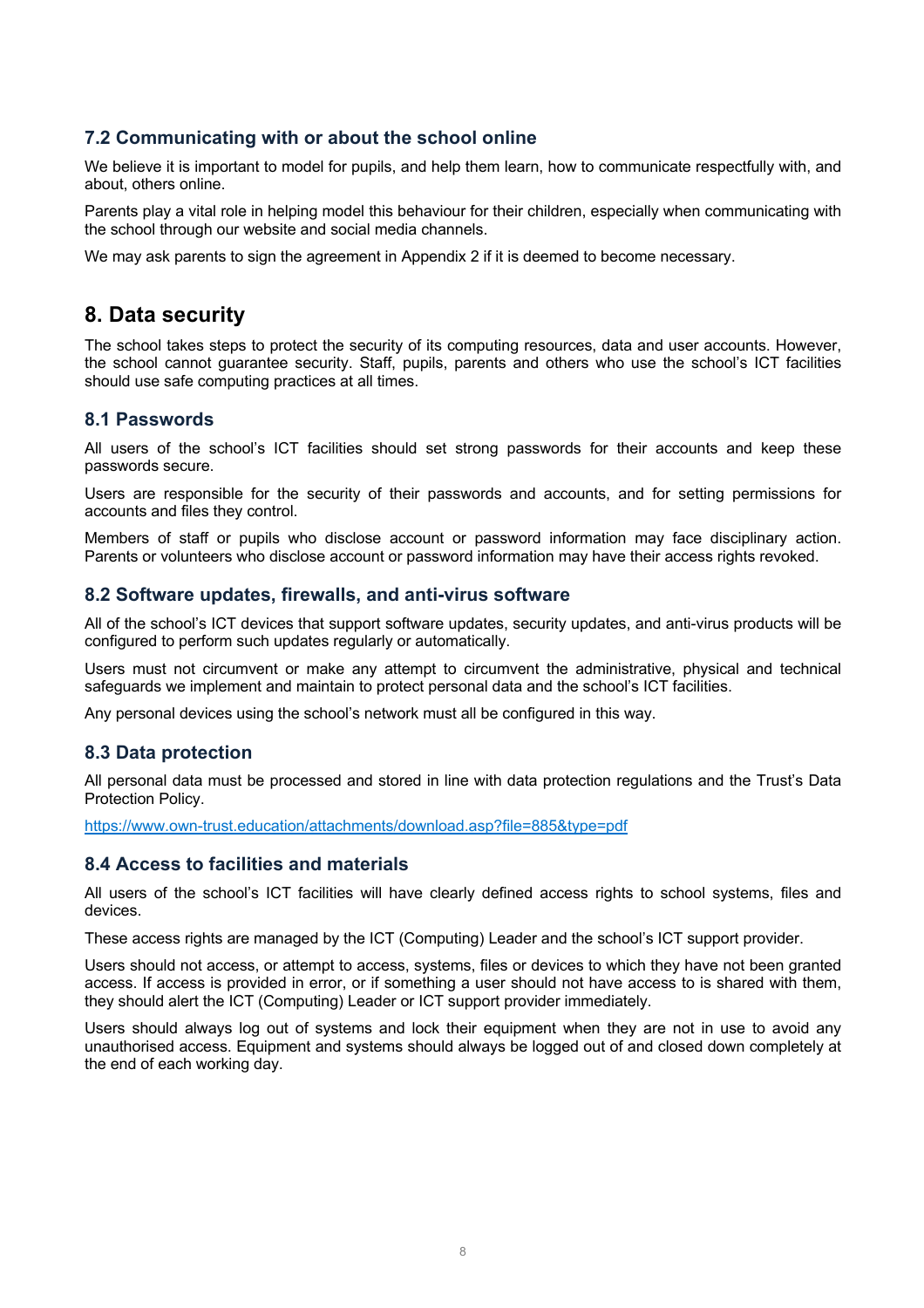### 7.2 Communicating with or about the school online

We believe it is important to model for pupils, and help them learn, how to communicate respectfully with, and about, others online.

Parents play a vital role in helping model this behaviour for their children, especially when communicating with the school through our website and social media channels.

We may ask parents to sign the agreement in Appendix 2 if it is deemed to become necessary.

## 8. Data security

The school takes steps to protect the security of its computing resources, data and user accounts. However, the school cannot guarantee security. Staff, pupils, parents and others who use the school's ICT facilities should use safe computing practices at all times.

### 8.1 Passwords

All users of the school's ICT facilities should set strong passwords for their accounts and keep these passwords secure.

Users are responsible for the security of their passwords and accounts, and for setting permissions for accounts and files they control.

Members of staff or pupils who disclose account or password information may face disciplinary action. Parents or volunteers who disclose account or password information may have their access rights revoked.

### 8.2 Software updates, firewalls, and anti-virus software

All of the school's ICT devices that support software updates, security updates, and anti-virus products will be configured to perform such updates regularly or automatically.

Users must not circumvent or make any attempt to circumvent the administrative, physical and technical safeguards we implement and maintain to protect personal data and the school's ICT facilities.

Any personal devices using the school's network must all be configured in this way.

### 8.3 Data protection

All personal data must be processed and stored in line with data protection regulations and the Trust's Data Protection Policy.

https://www.own-trust.education/attachments/download.asp?file=885&type=pdf

### 8.4 Access to facilities and materials

All users of the school's ICT facilities will have clearly defined access rights to school systems, files and devices.

These access rights are managed by the ICT (Computing) Leader and the school's ICT support provider.

Users should not access, or attempt to access, systems, files or devices to which they have not been granted access. If access is provided in error, or if something a user should not have access to is shared with them, they should alert the ICT (Computing) Leader or ICT support provider immediately.

Users should always log out of systems and lock their equipment when they are not in use to avoid any unauthorised access. Equipment and systems should always be logged out of and closed down completely at the end of each working day.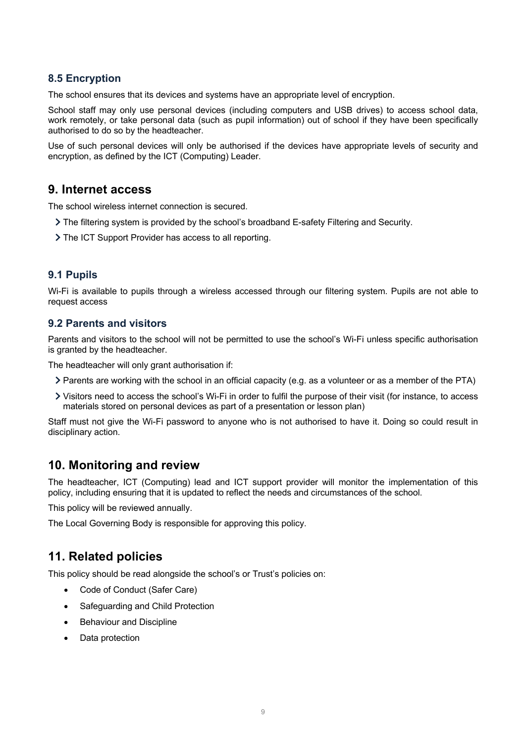### 8.5 Encryption

The school ensures that its devices and systems have an appropriate level of encryption.

School staff may only use personal devices (including computers and USB drives) to access school data, work remotely, or take personal data (such as pupil information) out of school if they have been specifically authorised to do so by the headteacher.

Use of such personal devices will only be authorised if the devices have appropriate levels of security and encryption, as defined by the ICT (Computing) Leader.

## 9. Internet access

The school wireless internet connection is secured.

- The filtering system is provided by the school's broadband E-safety Filtering and Security.
- The ICT Support Provider has access to all reporting.

### 9.1 Pupils

Wi-Fi is available to pupils through a wireless accessed through our filtering system. Pupils are not able to request access

### 9.2 Parents and visitors

Parents and visitors to the school will not be permitted to use the school's Wi-Fi unless specific authorisation is granted by the headteacher.

The headteacher will only grant authorisation if:

- Parents are working with the school in an official capacity (e.g. as a volunteer or as a member of the PTA)
- Visitors need to access the school's Wi-Fi in order to fulfil the purpose of their visit (for instance, to access materials stored on personal devices as part of a presentation or lesson plan)

Staff must not give the Wi-Fi password to anyone who is not authorised to have it. Doing so could result in disciplinary action.

## 10. Monitoring and review

The headteacher, ICT (Computing) lead and ICT support provider will monitor the implementation of this policy, including ensuring that it is updated to reflect the needs and circumstances of the school.

This policy will be reviewed annually.

The Local Governing Body is responsible for approving this policy.

## 11. Related policies

This policy should be read alongside the school's or Trust's policies on:

- Code of Conduct (Safer Care)
- Safeguarding and Child Protection
- Behaviour and Discipline
- Data protection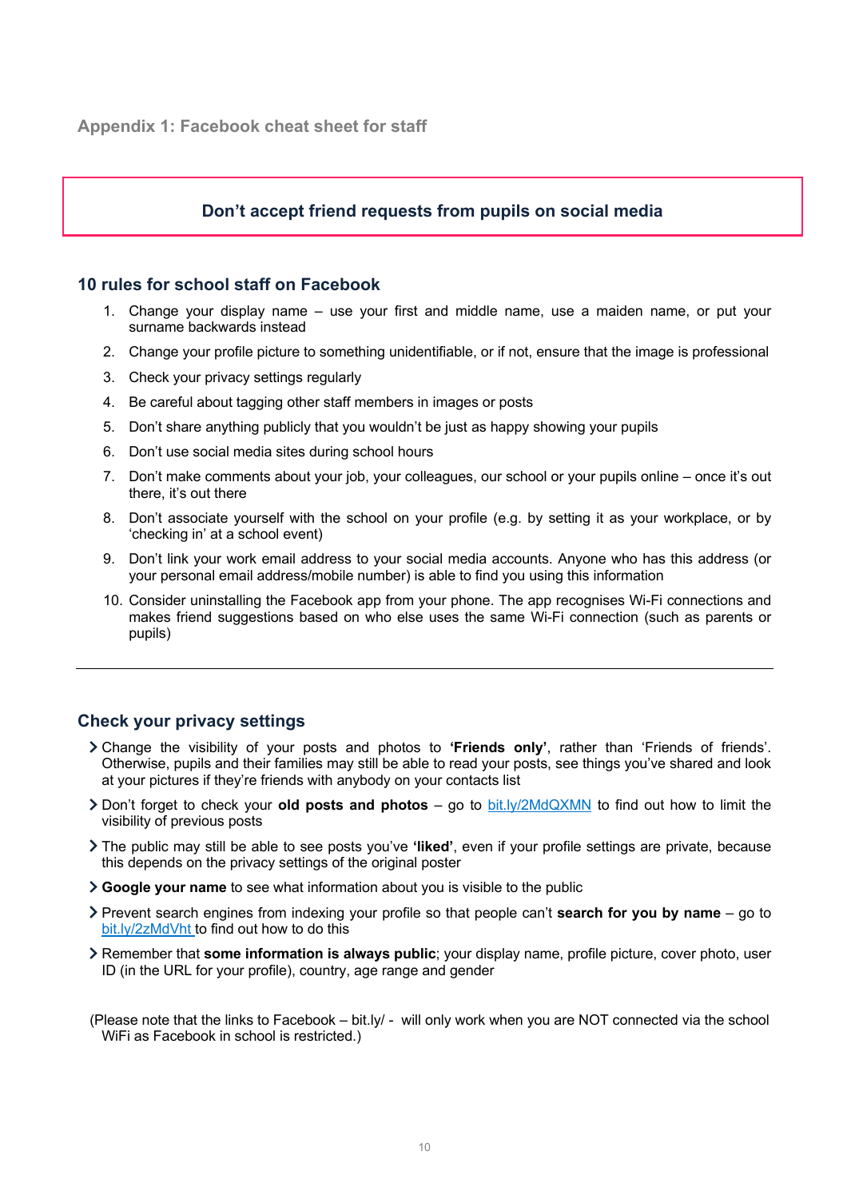## Appendix 1: Facebook cheat sheet for staff

**Don't accept friend requests from pupils on social media**

### 10 rules for school staff on Facebook

1. Change your display name – use your first and middle name, use a maiden name, or put your surname backwards instead
2. Change your profile picture to something unidentifiable, or if not, ensure that the image is professional
3. Check your privacy settings regularly
4. Be careful about tagging other staff members in images or posts
5. Don't share anything publicly that you wouldn't be just as happy showing your pupils
6. Don't use social media sites during school hours
7. Don't make comments about your job, your colleagues, our school or your pupils online – once it's out there, it's out there
8. Don't associate yourself with the school on your profile (e.g. by setting it as your workplace, or by 'checking in' at a school event)
9. Don't link your work email address to your social media accounts. Anyone who has this address (or your personal email address/mobile number) is able to find you using this information
10. Consider uninstalling the Facebook app from your phone. The app recognises Wi-Fi connections and makes friend suggestions based on who else uses the same Wi-Fi connection (such as parents or pupils)

---

### Check your privacy settings

- Change the visibility of your posts and photos to **'Friends only'**, rather than 'Friends of friends'. Otherwise, pupils and their families may still be able to read your posts, see things you've shared and look at your pictures if they're friends with anybody on your contacts list
- Don't forget to check your **old posts and photos** – go to bit.ly/2MdQXMN to find out how to limit the visibility of previous posts
- The public may still be able to see posts you've **'liked'**, even if your profile settings are private, because this depends on the privacy settings of the original poster
- **Google your name** to see what information about you is visible to the public
- Prevent search engines from indexing your profile so that people can't **search for you by name** – go to bit.ly/2zMdVht to find out how to do this
- Remember that **some information is always public**; your display name, profile picture, cover photo, user ID (in the URL for your profile), country, age range and gender

(Please note that the links to Facebook – bit.ly/ - will only work when you are NOT connected via the school WiFi as Facebook in school is restricted.)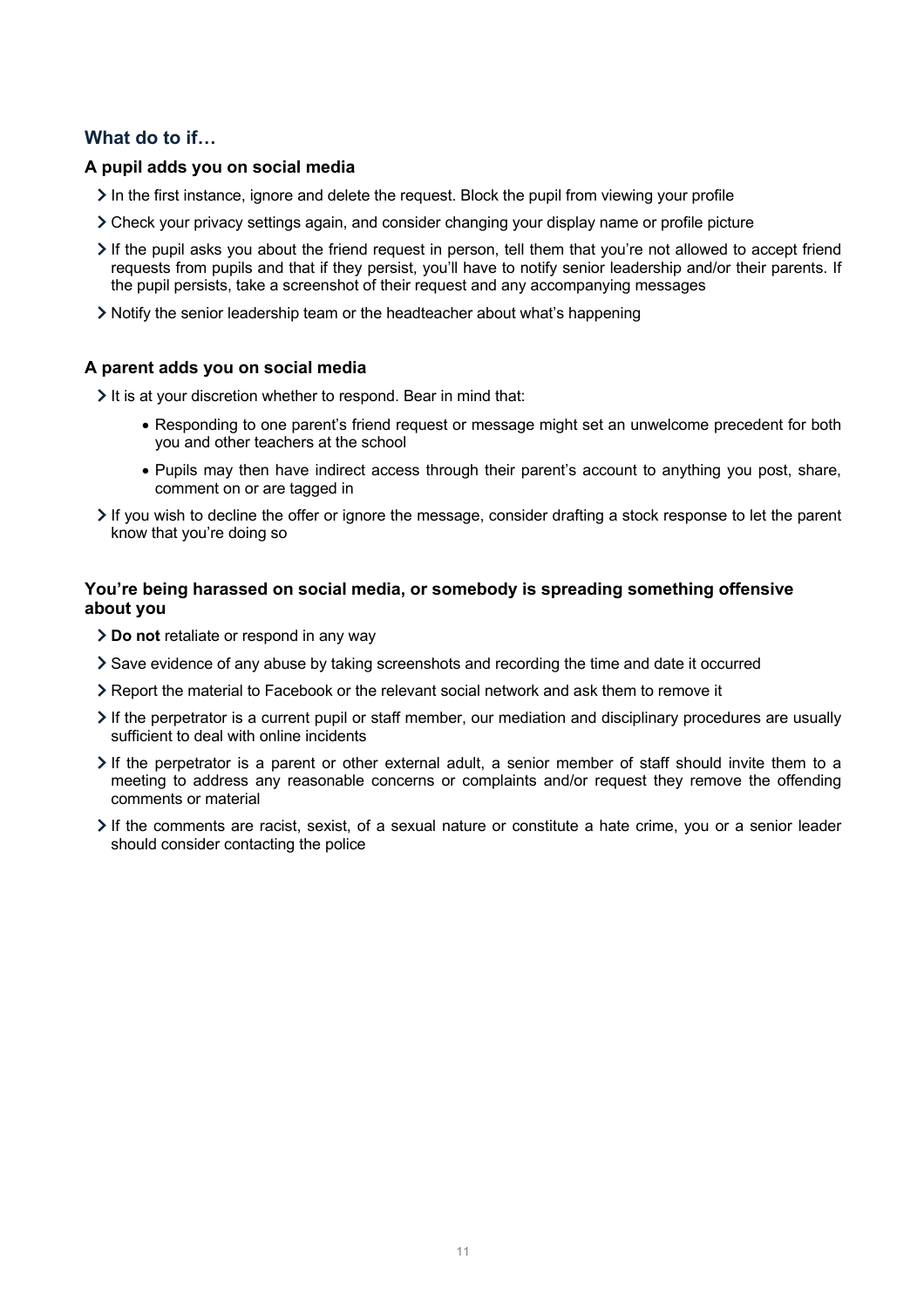## What do to if…

### A pupil adds you on social media

- In the first instance, ignore and delete the request. Block the pupil from viewing your profile
- Check your privacy settings again, and consider changing your display name or profile picture
- If the pupil asks you about the friend request in person, tell them that you're not allowed to accept friend requests from pupils and that if they persist, you'll have to notify senior leadership and/or their parents. If the pupil persists, take a screenshot of their request and any accompanying messages
- Notify the senior leadership team or the headteacher about what's happening

### A parent adds you on social media

- It is at your discretion whether to respond. Bear in mind that:
    - Responding to one parent's friend request or message might set an unwelcome precedent for both you and other teachers at the school
    - Pupils may then have indirect access through their parent's account to anything you post, share, comment on or are tagged in
- If you wish to decline the offer or ignore the message, consider drafting a stock response to let the parent know that you're doing so

### You're being harassed on social media, or somebody is spreading something offensive about you

- **Do not** retaliate or respond in any way
- Save evidence of any abuse by taking screenshots and recording the time and date it occurred
- Report the material to Facebook or the relevant social network and ask them to remove it
- If the perpetrator is a current pupil or staff member, our mediation and disciplinary procedures are usually sufficient to deal with online incidents
- If the perpetrator is a parent or other external adult, a senior member of staff should invite them to a meeting to address any reasonable concerns or complaints and/or request they remove the offending comments or material
- If the comments are racist, sexist, of a sexual nature or constitute a hate crime, you or a senior leader should consider contacting the police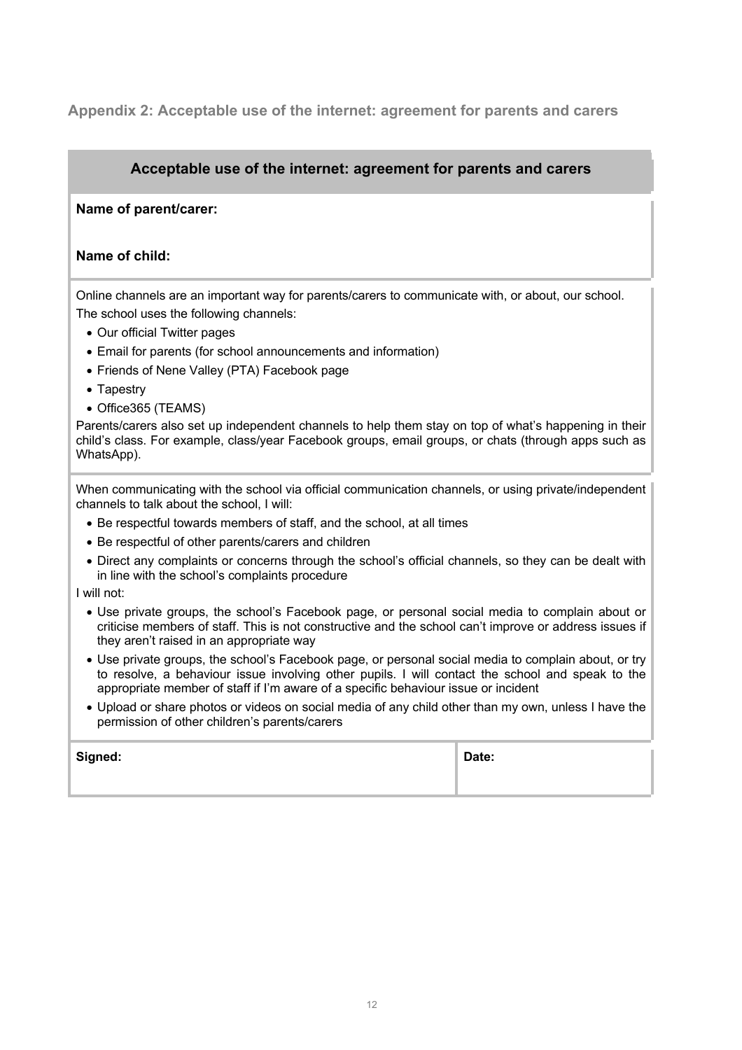## Appendix 2: Acceptable use of the internet: agreement for parents and carers

### Acceptable use of the internet: agreement for parents and carers

**Name of parent/carer:**

**Name of child:**

Online channels are an important way for parents/carers to communicate with, or about, our school.

The school uses the following channels:

- Our official Twitter pages
- Email for parents (for school announcements and information)
- Friends of Nene Valley (PTA) Facebook page
- Tapestry
- Office365 (TEAMS)

Parents/carers also set up independent channels to help them stay on top of what's happening in their child's class. For example, class/year Facebook groups, email groups, or chats (through apps such as WhatsApp).

When communicating with the school via official communication channels, or using private/independent channels to talk about the school, I will:

- Be respectful towards members of staff, and the school, at all times
- Be respectful of other parents/carers and children
- Direct any complaints or concerns through the school's official channels, so they can be dealt with in line with the school's complaints procedure

I will not:

- Use private groups, the school's Facebook page, or personal social media to complain about or criticise members of staff. This is not constructive and the school can't improve or address issues if they aren't raised in an appropriate way
- Use private groups, the school's Facebook page, or personal social media to complain about, or try to resolve, a behaviour issue involving other pupils. I will contact the school and speak to the appropriate member of staff if I'm aware of a specific behaviour issue or incident
- Upload or share photos or videos on social media of any child other than my own, unless I have the permission of other children's parents/carers

| Signed: | Date: |
| --- | --- |
| | |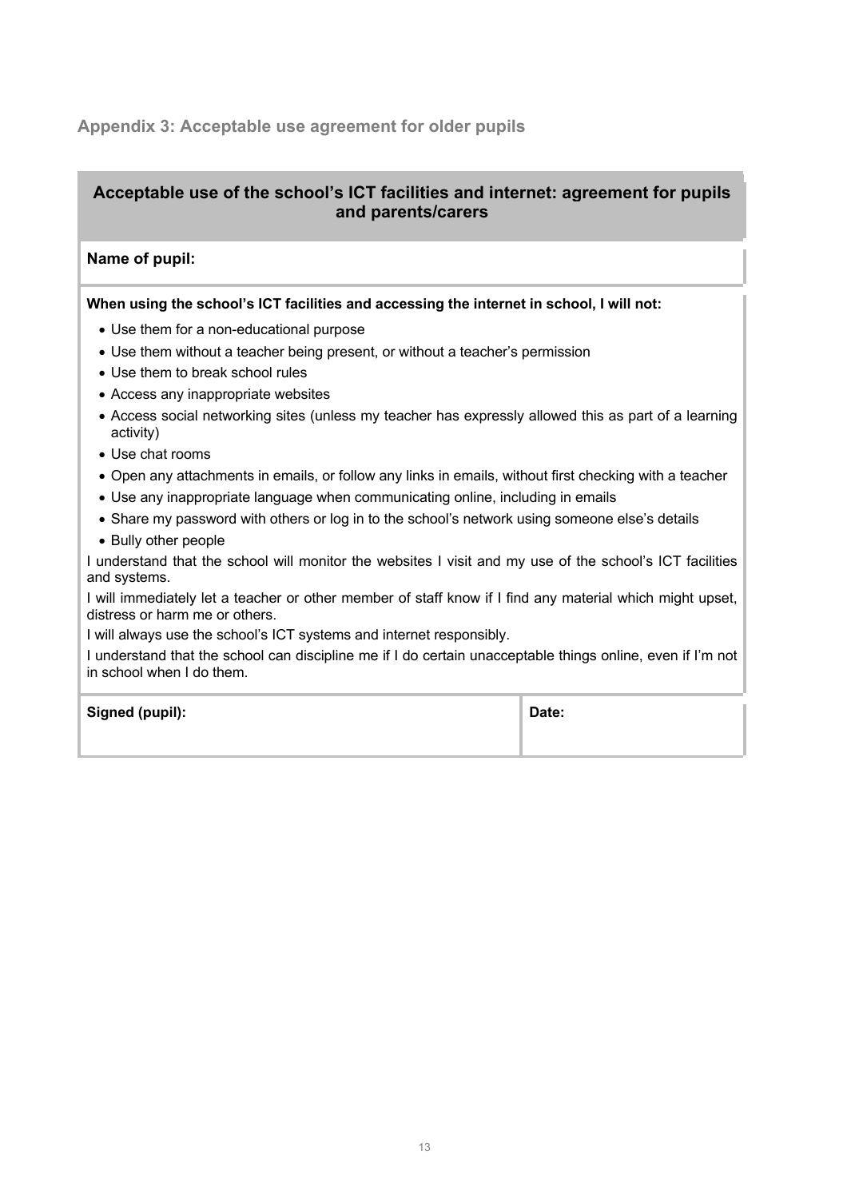## Appendix 3: Acceptable use agreement for older pupils

### Acceptable use of the school's ICT facilities and internet: agreement for pupils and parents/carers

**Name of pupil:**

**When using the school's ICT facilities and accessing the internet in school, I will not:**

- Use them for a non-educational purpose
- Use them without a teacher being present, or without a teacher's permission
- Use them to break school rules
- Access any inappropriate websites
- Access social networking sites (unless my teacher has expressly allowed this as part of a learning activity)
- Use chat rooms
- Open any attachments in emails, or follow any links in emails, without first checking with a teacher
- Use any inappropriate language when communicating online, including in emails
- Share my password with others or log in to the school's network using someone else's details
- Bully other people

I understand that the school will monitor the websites I visit and my use of the school's ICT facilities and systems.

I will immediately let a teacher or other member of staff know if I find any material which might upset, distress or harm me or others.

I will always use the school's ICT systems and internet responsibly.

I understand that the school can discipline me if I do certain unacceptable things online, even if I'm not in school when I do them.

| Signed (pupil): | Date: |
| --- | --- |
| | |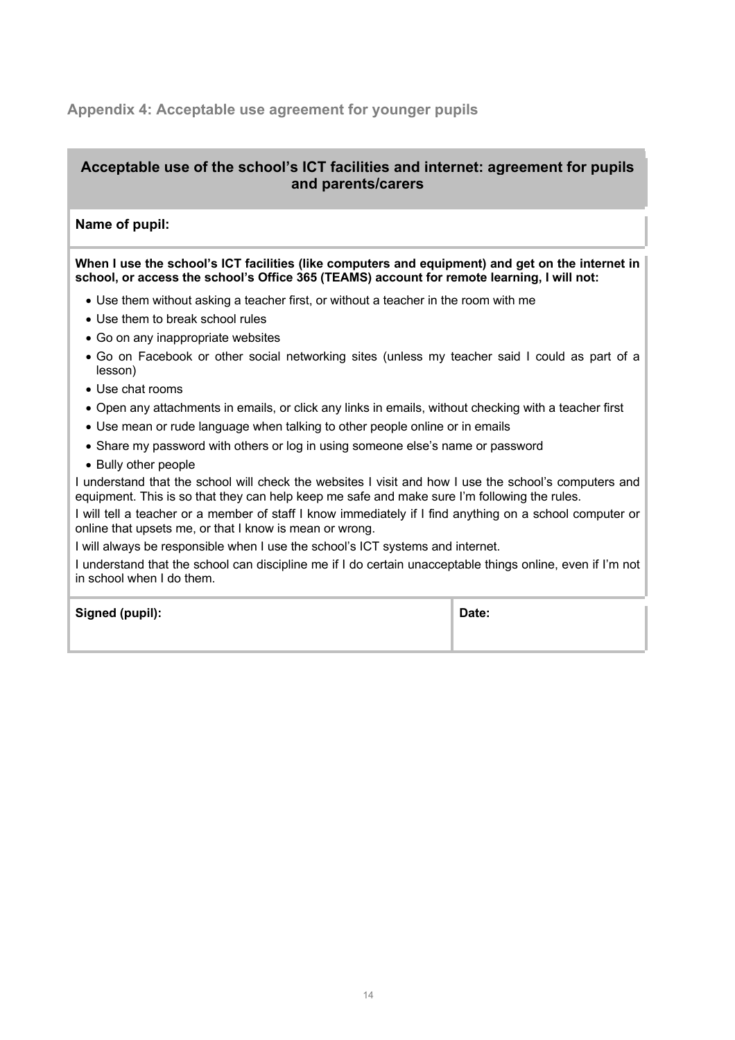## Appendix 4: Acceptable use agreement for younger pupils

### Acceptable use of the school's ICT facilities and internet: agreement for pupils and parents/carers

**Name of pupil:**

**When I use the school's ICT facilities (like computers and equipment) and get on the internet in school, or access the school's Office 365 (TEAMS) account for remote learning, I will not:**

- Use them without asking a teacher first, or without a teacher in the room with me
- Use them to break school rules
- Go on any inappropriate websites
- Go on Facebook or other social networking sites (unless my teacher said I could as part of a lesson)
- Use chat rooms
- Open any attachments in emails, or click any links in emails, without checking with a teacher first
- Use mean or rude language when talking to other people online or in emails
- Share my password with others or log in using someone else's name or password
- Bully other people

I understand that the school will check the websites I visit and how I use the school's computers and equipment. This is so that they can help keep me safe and make sure I'm following the rules.

I will tell a teacher or a member of staff I know immediately if I find anything on a school computer or online that upsets me, or that I know is mean or wrong.

I will always be responsible when I use the school's ICT systems and internet.

I understand that the school can discipline me if I do certain unacceptable things online, even if I'm not in school when I do them.

| Signed (pupil): | Date: |
| --- | --- |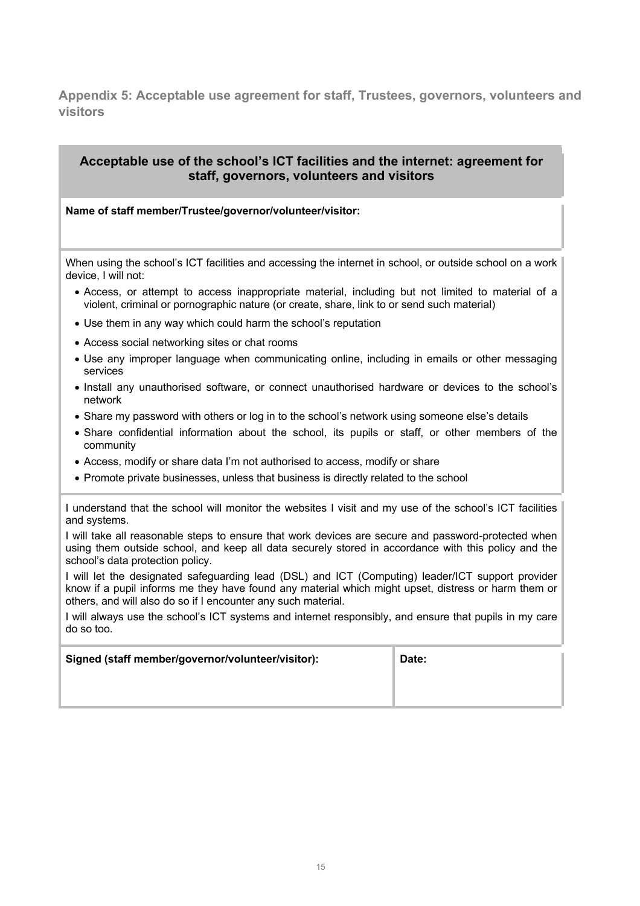## Appendix 5: Acceptable use agreement for staff, Trustees, governors, volunteers and visitors

### Acceptable use of the school's ICT facilities and the internet: agreement for staff, governors, volunteers and visitors

**Name of staff member/Trustee/governor/volunteer/visitor:**

When using the school's ICT facilities and accessing the internet in school, or outside school on a work device, I will not:

- Access, or attempt to access inappropriate material, including but not limited to material of a violent, criminal or pornographic nature (or create, share, link to or send such material)
- Use them in any way which could harm the school's reputation
- Access social networking sites or chat rooms
- Use any improper language when communicating online, including in emails or other messaging services
- Install any unauthorised software, or connect unauthorised hardware or devices to the school's network
- Share my password with others or log in to the school's network using someone else's details
- Share confidential information about the school, its pupils or staff, or other members of the community
- Access, modify or share data I'm not authorised to access, modify or share
- Promote private businesses, unless that business is directly related to the school

I understand that the school will monitor the websites I visit and my use of the school's ICT facilities and systems.

I will take all reasonable steps to ensure that work devices are secure and password-protected when using them outside school, and keep all data securely stored in accordance with this policy and the school's data protection policy.

I will let the designated safeguarding lead (DSL) and ICT (Computing) leader/ICT support provider know if a pupil informs me they have found any material which might upset, distress or harm them or others, and will also do so if I encounter any such material.

I will always use the school's ICT systems and internet responsibly, and ensure that pupils in my care do so too.

| **Signed (staff member/governor/volunteer/visitor):** | **Date:** |
| --- | --- |
| | |